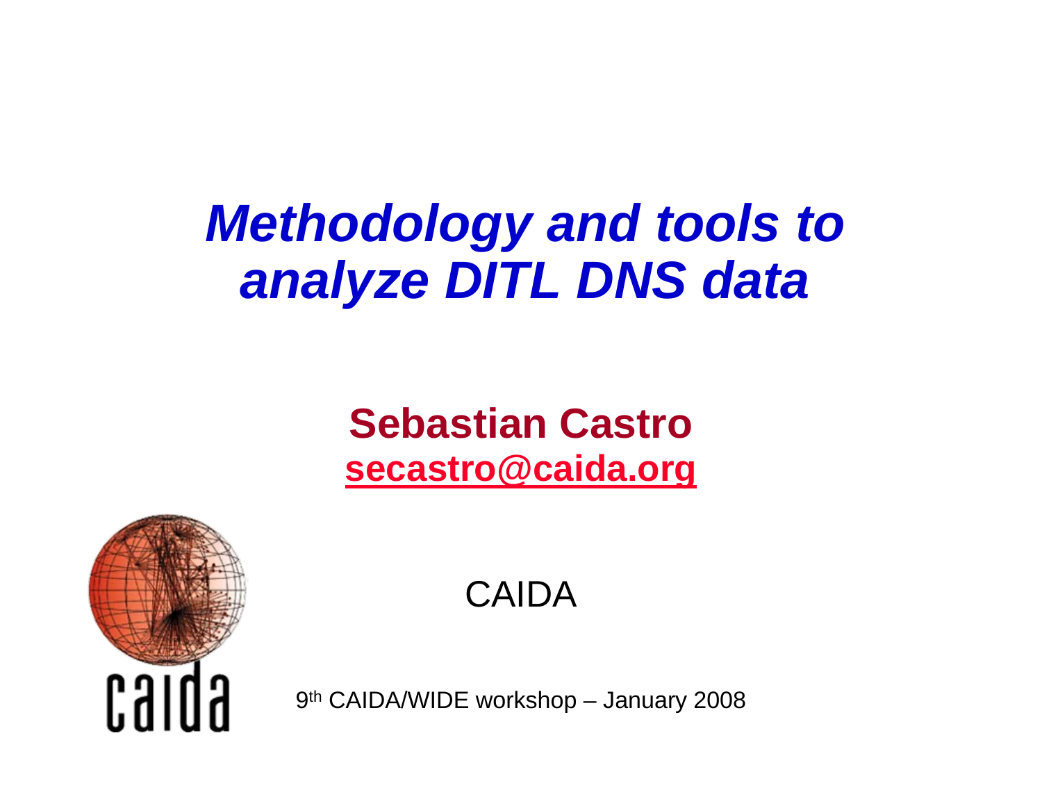# *Methodology and tools to analyze DITL DNS data*

**Sebastian Castro**

**secastro@caida.org**

CAIDA

9th CAIDA/WIDE workshop – January 2008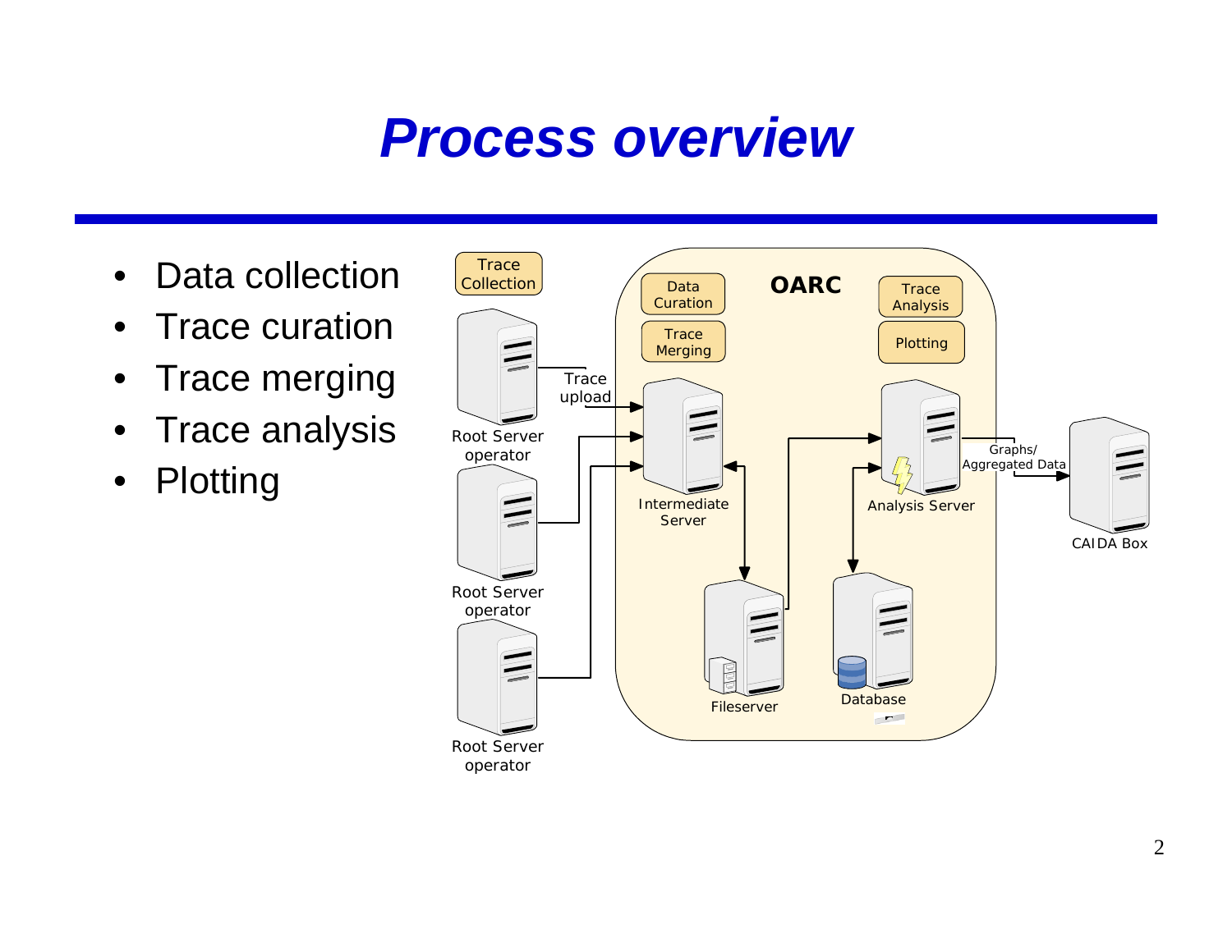# Process overview

- Data collection
- Trace curation
- Trace merging
- Trace analysis
- Plotting

Trace Collection

Root Server operator

Root Server operator

Root Server operator

Trace upload

OARC

Data Curation

Trace Merging

Trace Analysis

Plotting

Intermediate Server

Analysis Server

Fileserver

Database

Graphs/ Aggregated Data

CAIDA Box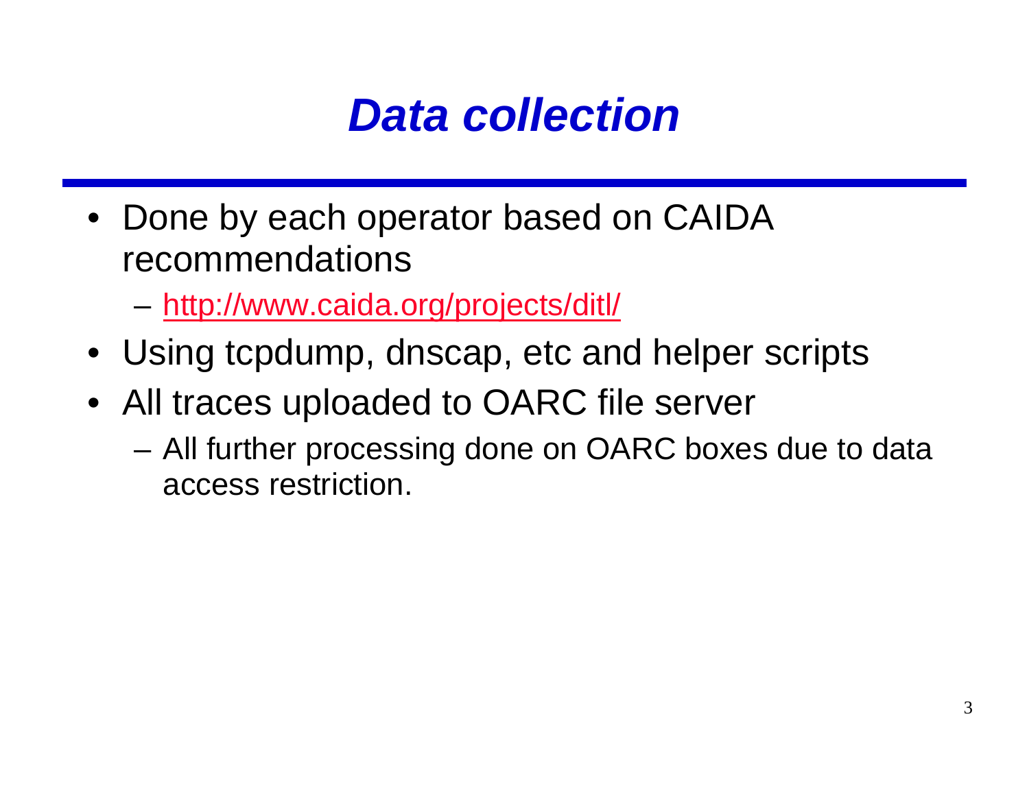# *Data collection*

- Done by each operator based on CAIDA recommendations
  - http://www.caida.org/projects/ditl/
- Using tcpdump, dnscap, etc and helper scripts
- All traces uploaded to OARC file server
  - All further processing done on OARC boxes due to data access restriction.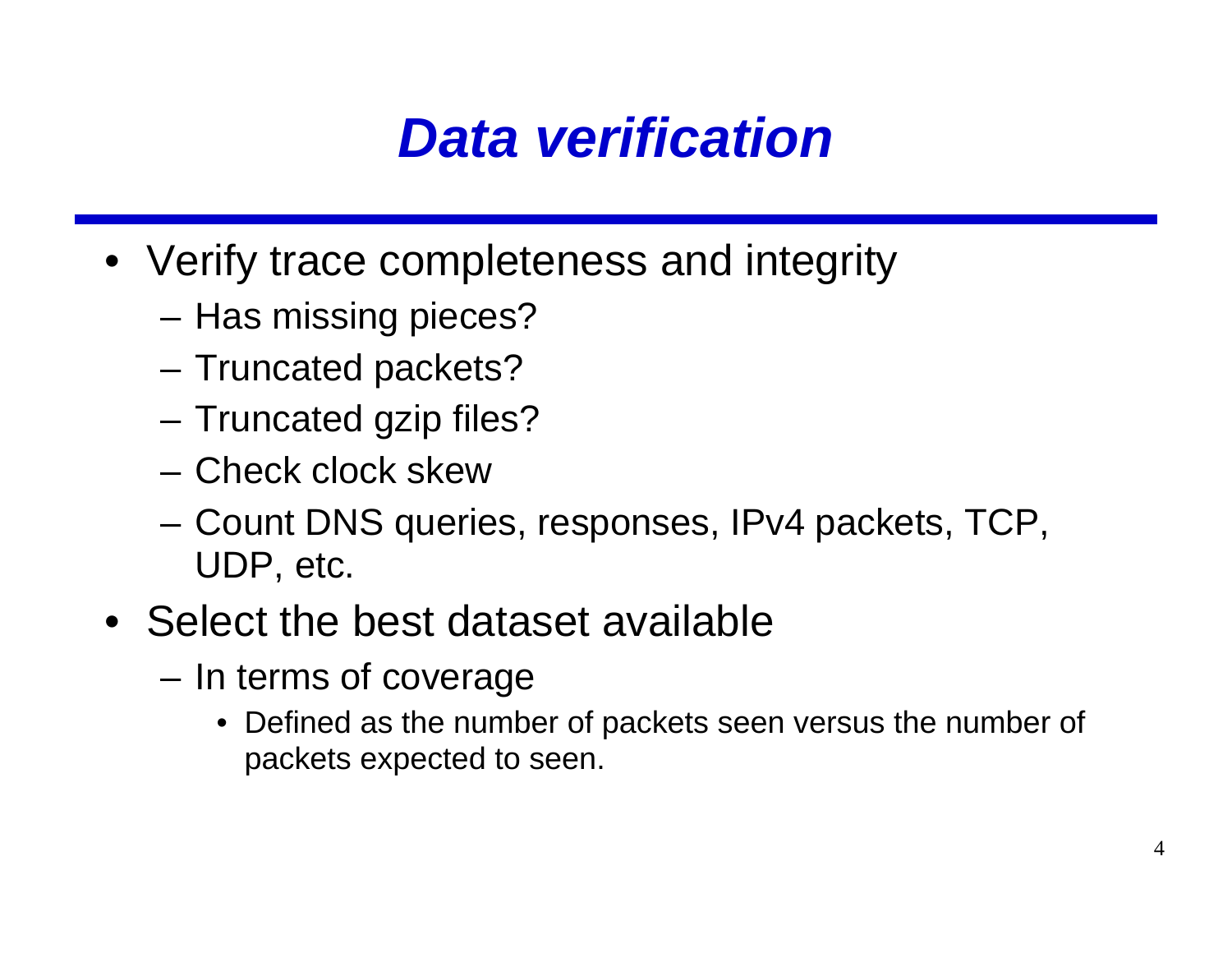# *Data verification*

- Verify trace completeness and integrity
  - Has missing pieces?
  - Truncated packets?
  - Truncated gzip files?
  - Check clock skew
  - Count DNS queries, responses, IPv4 packets, TCP, UDP, etc.
- Select the best dataset available
  - In terms of coverage
    - Defined as the number of packets seen versus the number of packets expected to seen.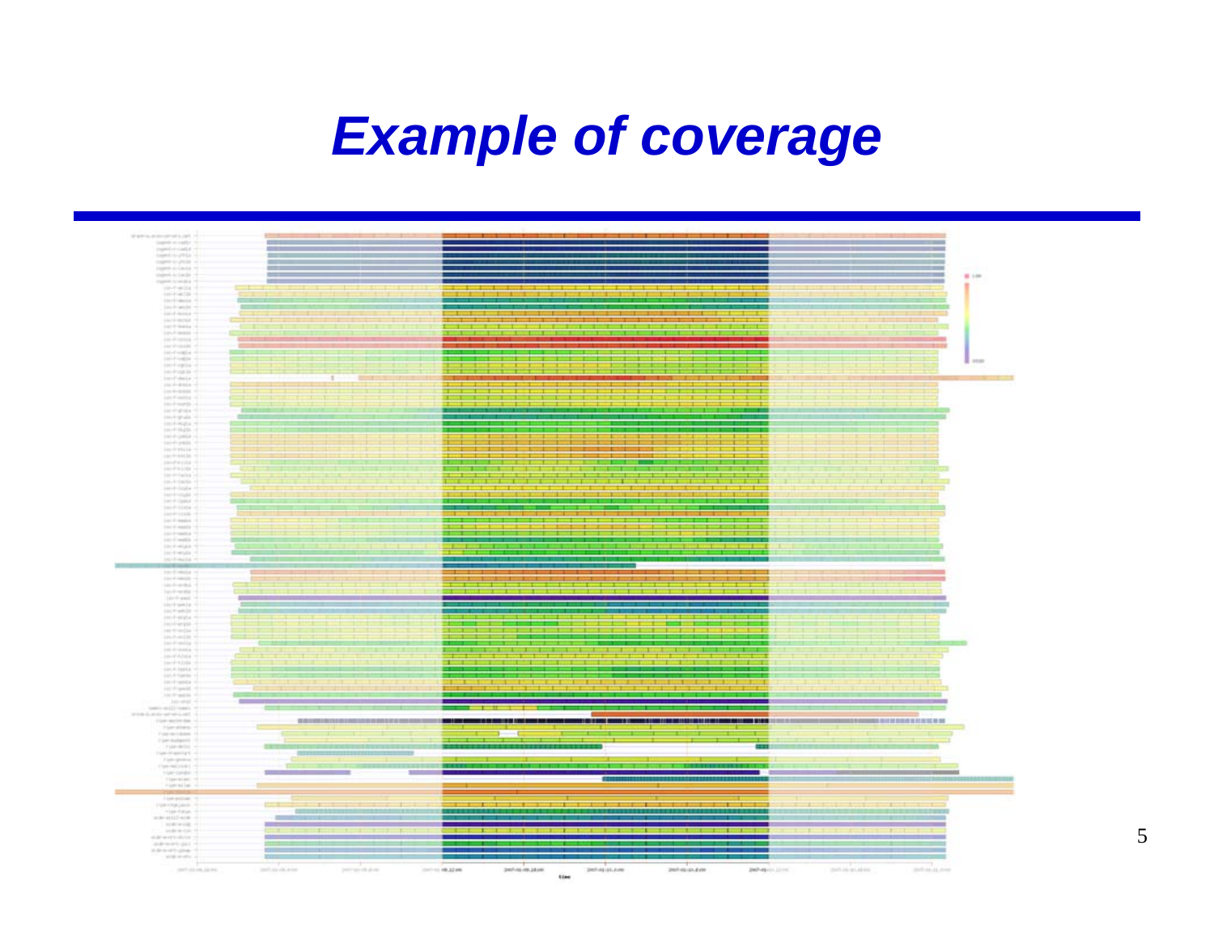# *Example of coverage*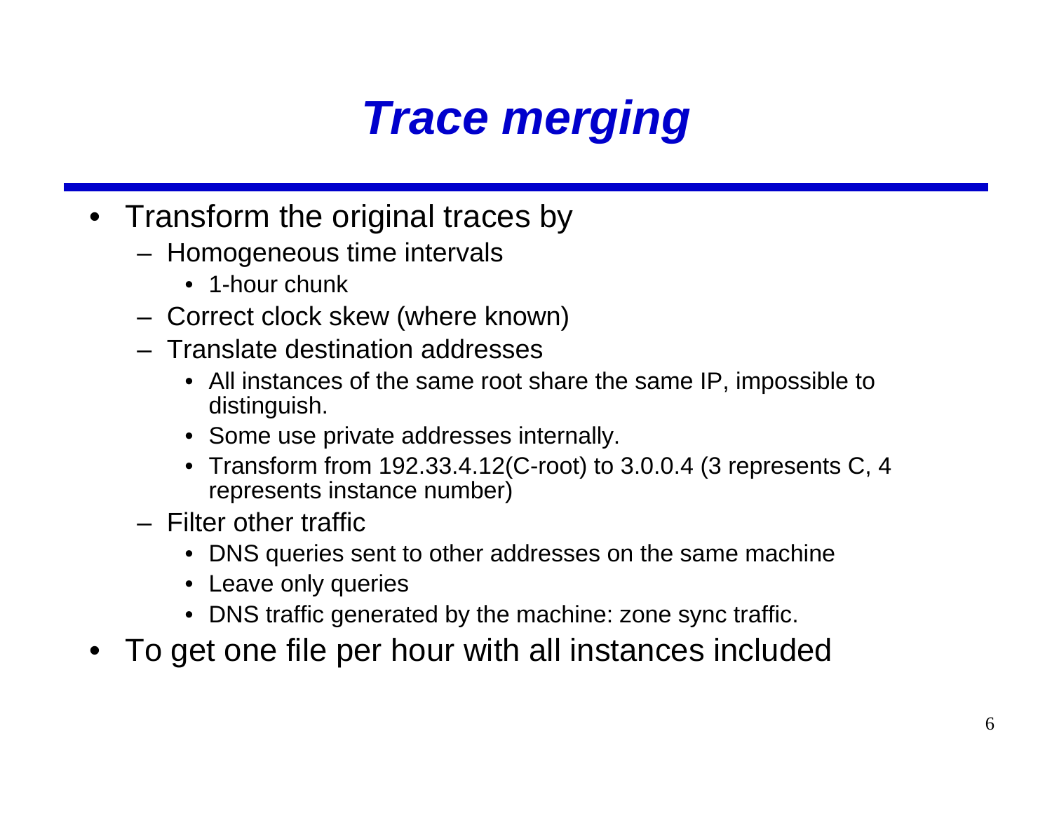# *Trace merging*

- Transform the original traces by
  - Homogeneous time intervals
    - 1-hour chunk
  - Correct clock skew (where known)
  - Translate destination addresses
    - All instances of the same root share the same IP, impossible to distinguish.
    - Some use private addresses internally.
    - Transform from 192.33.4.12(C-root) to 3.0.0.4 (3 represents C, 4 represents instance number)
  - Filter other traffic
    - DNS queries sent to other addresses on the same machine
    - Leave only queries
    - DNS traffic generated by the machine: zone sync traffic.
- To get one file per hour with all instances included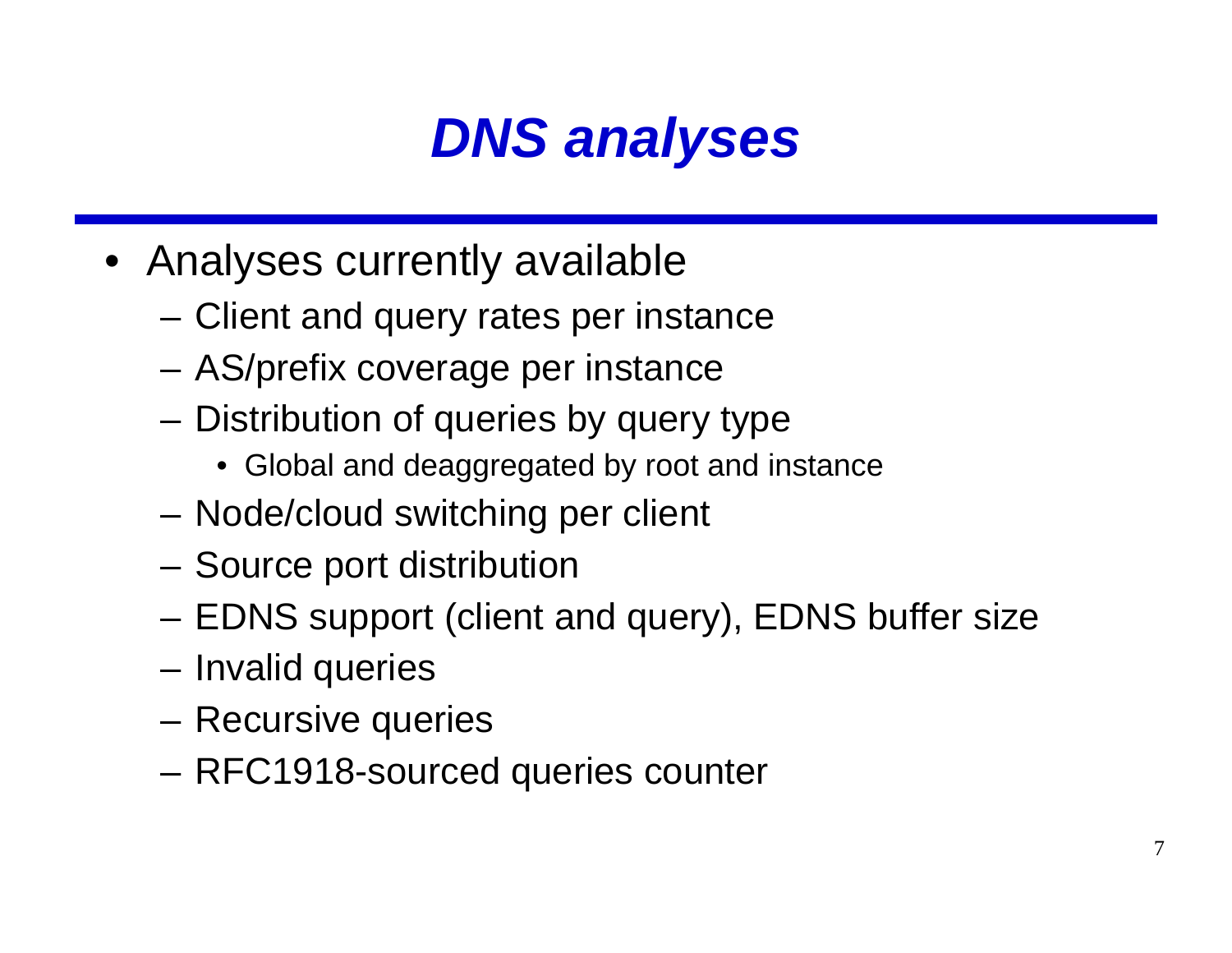# *DNS analyses*

- Analyses currently available
  - Client and query rates per instance
  - AS/prefix coverage per instance
  - Distribution of queries by query type
    - Global and deaggregated by root and instance
  - Node/cloud switching per client
  - Source port distribution
  - EDNS support (client and query), EDNS buffer size
  - Invalid queries
  - Recursive queries
  - RFC1918-sourced queries counter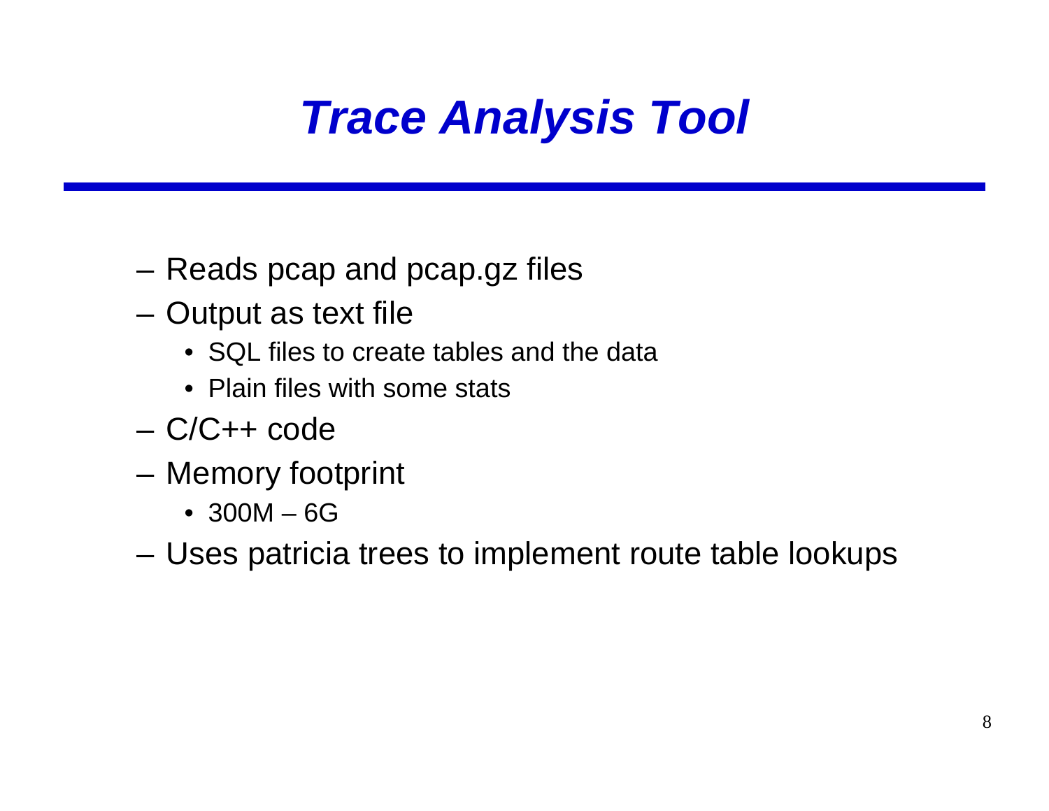# *Trace Analysis Tool*

- Reads pcap and pcap.gz files
- Output as text file
  - SQL files to create tables and the data
  - Plain files with some stats
- C/C++ code
- Memory footprint
  - 300M – 6G
- Uses patricia trees to implement route table lookups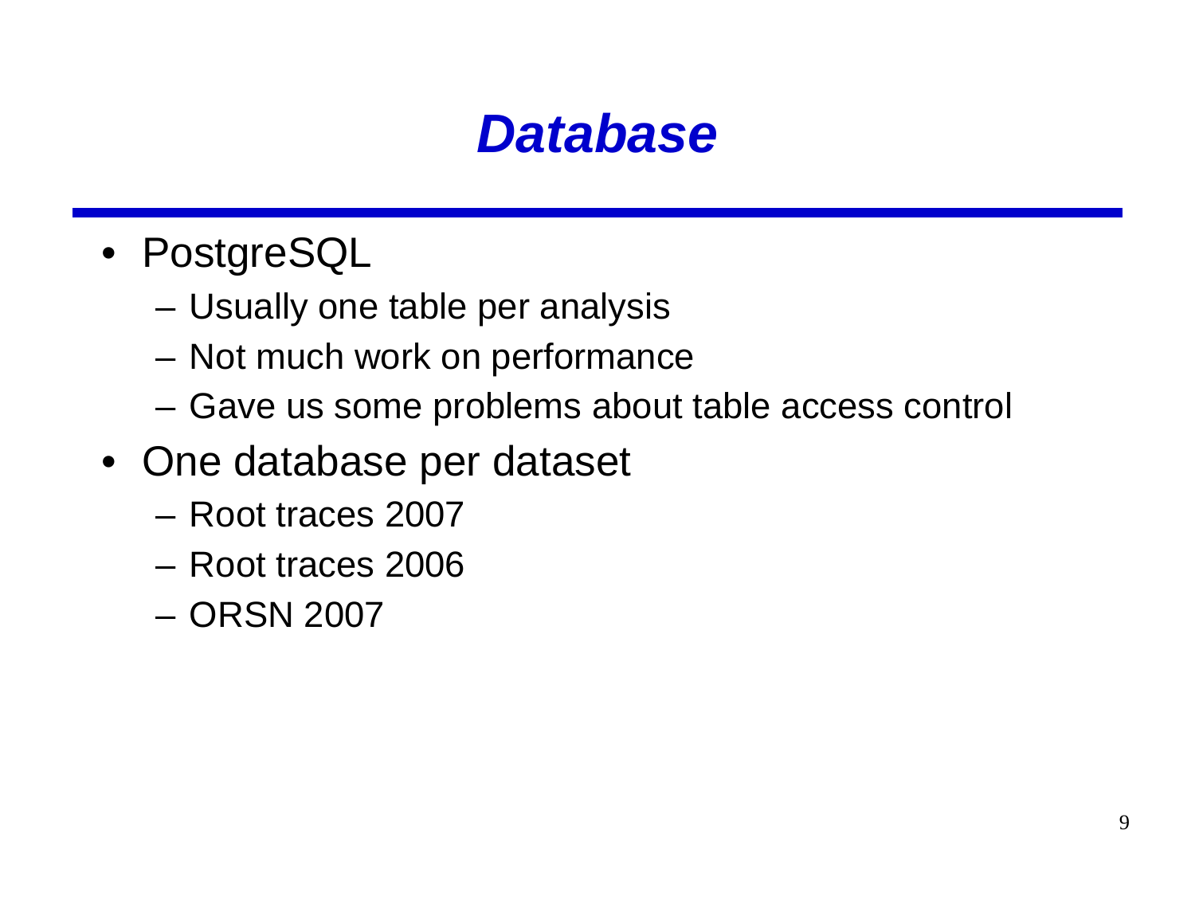# Database

- PostgreSQL
  - Usually one table per analysis
  - Not much work on performance
  - Gave us some problems about table access control
- One database per dataset
  - Root traces 2007
  - Root traces 2006
  - ORSN 2007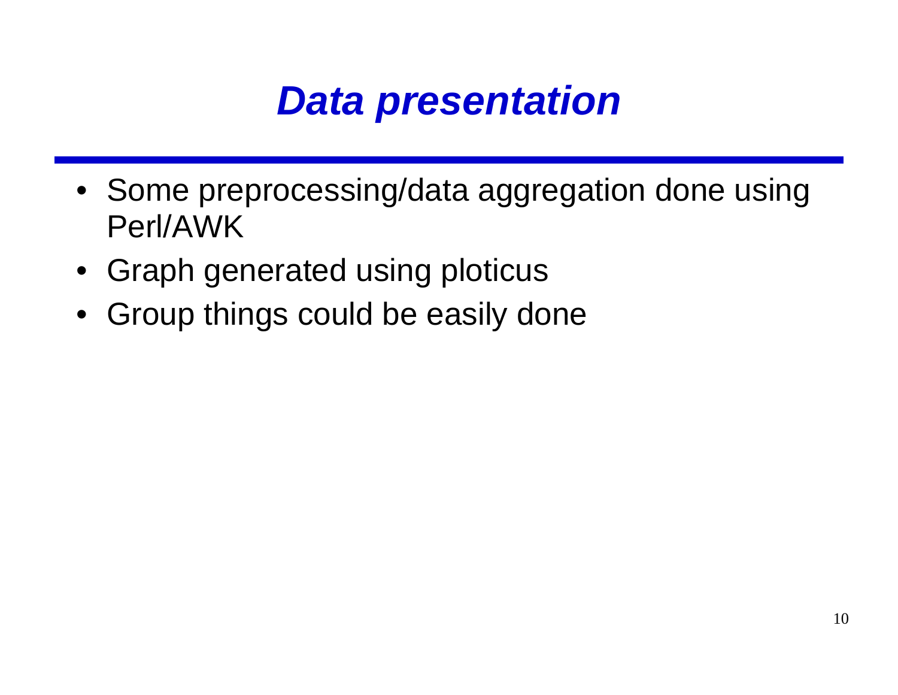# *Data presentation*

- Some preprocessing/data aggregation done using Perl/AWK
- Graph generated using ploticus
- Group things could be easily done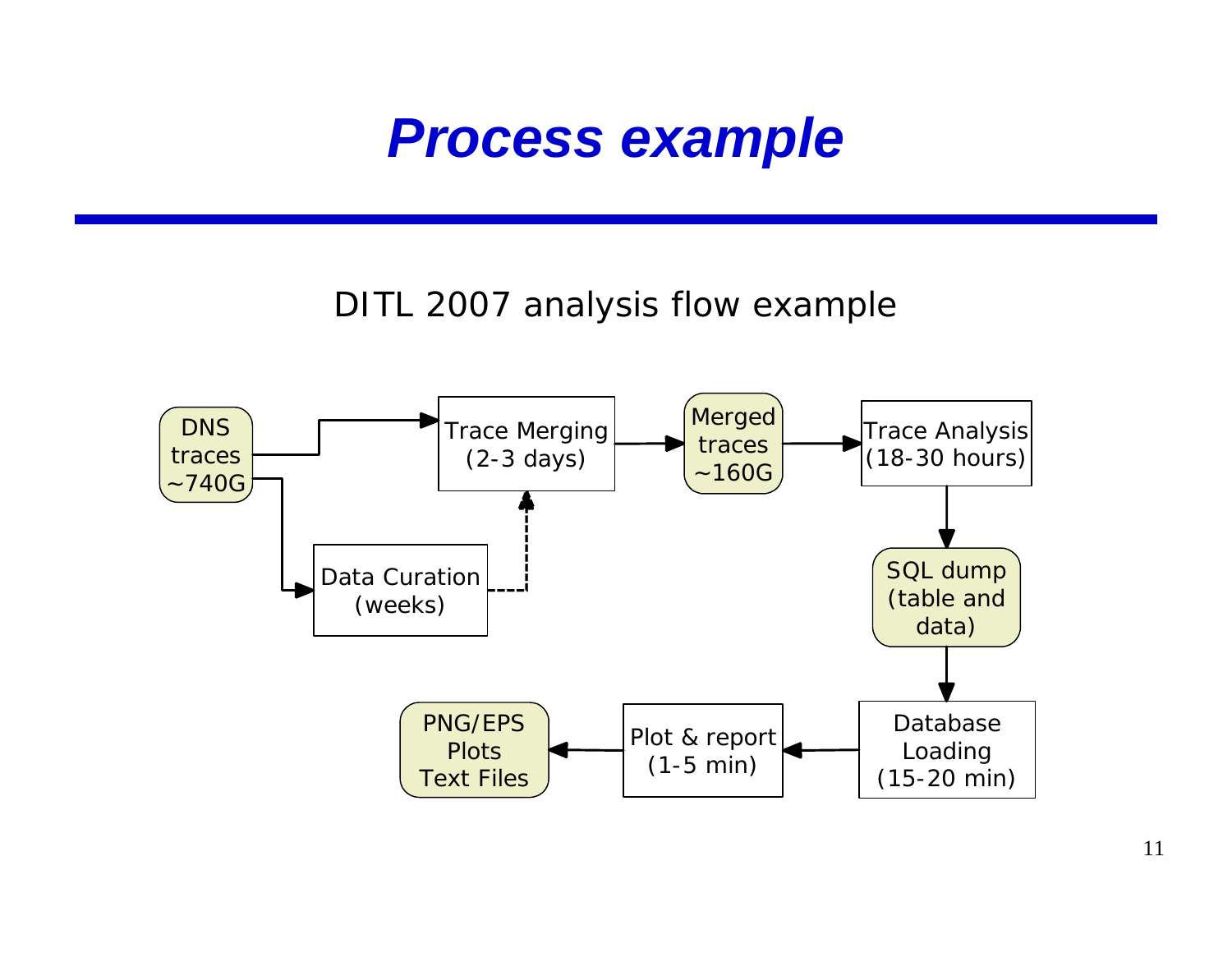# Process example

DITL 2007 analysis flow example

DNS traces ~740G

Trace Merging (2-3 days)

Data Curation (weeks)

Merged traces ~160G

Trace Analysis (18-30 hours)

SQL dump (table and data)

Database Loading (15-20 min)

Plot & report (1-5 min)

PNG/EPS Plots Text Files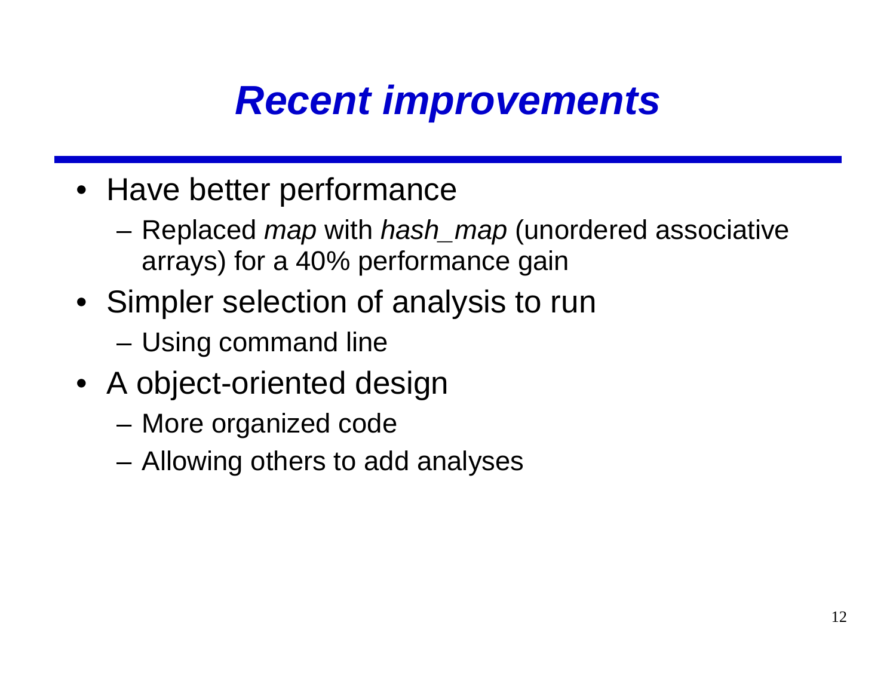# Recent improvements

- Have better performance
  - Replaced *map* with *hash_map* (unordered associative arrays) for a 40% performance gain
- Simpler selection of analysis to run
  - Using command line
- A object-oriented design
  - More organized code
  - Allowing others to add analyses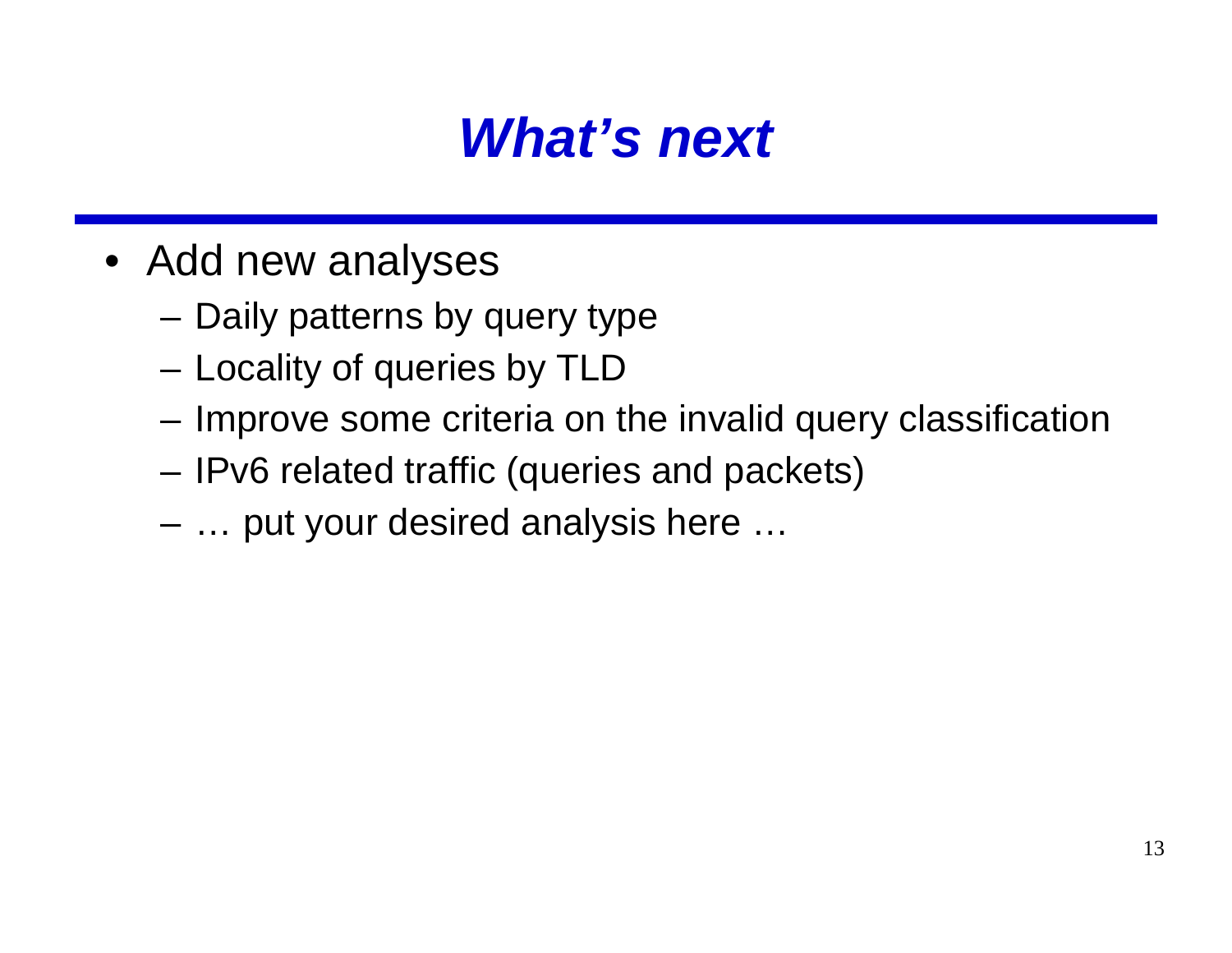# What's next

- Add new analyses
  - Daily patterns by query type
  - Locality of queries by TLD
  - Improve some criteria on the invalid query classification
  - IPv6 related traffic (queries and packets)
  - … put your desired analysis here …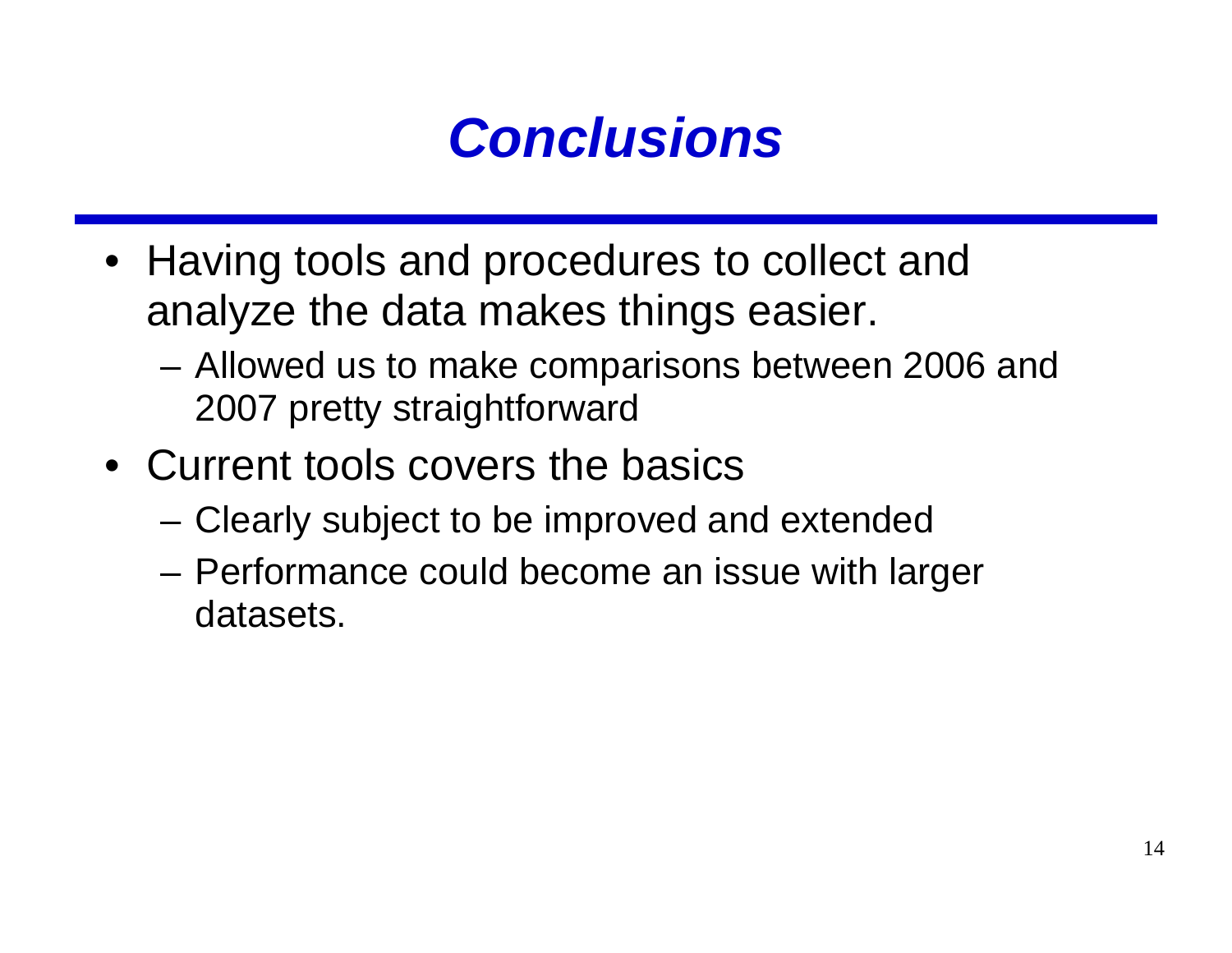# Conclusions

- Having tools and procedures to collect and analyze the data makes things easier.
  - Allowed us to make comparisons between 2006 and 2007 pretty straightforward
- Current tools covers the basics
  - Clearly subject to be improved and extended
  - Performance could become an issue with larger datasets.